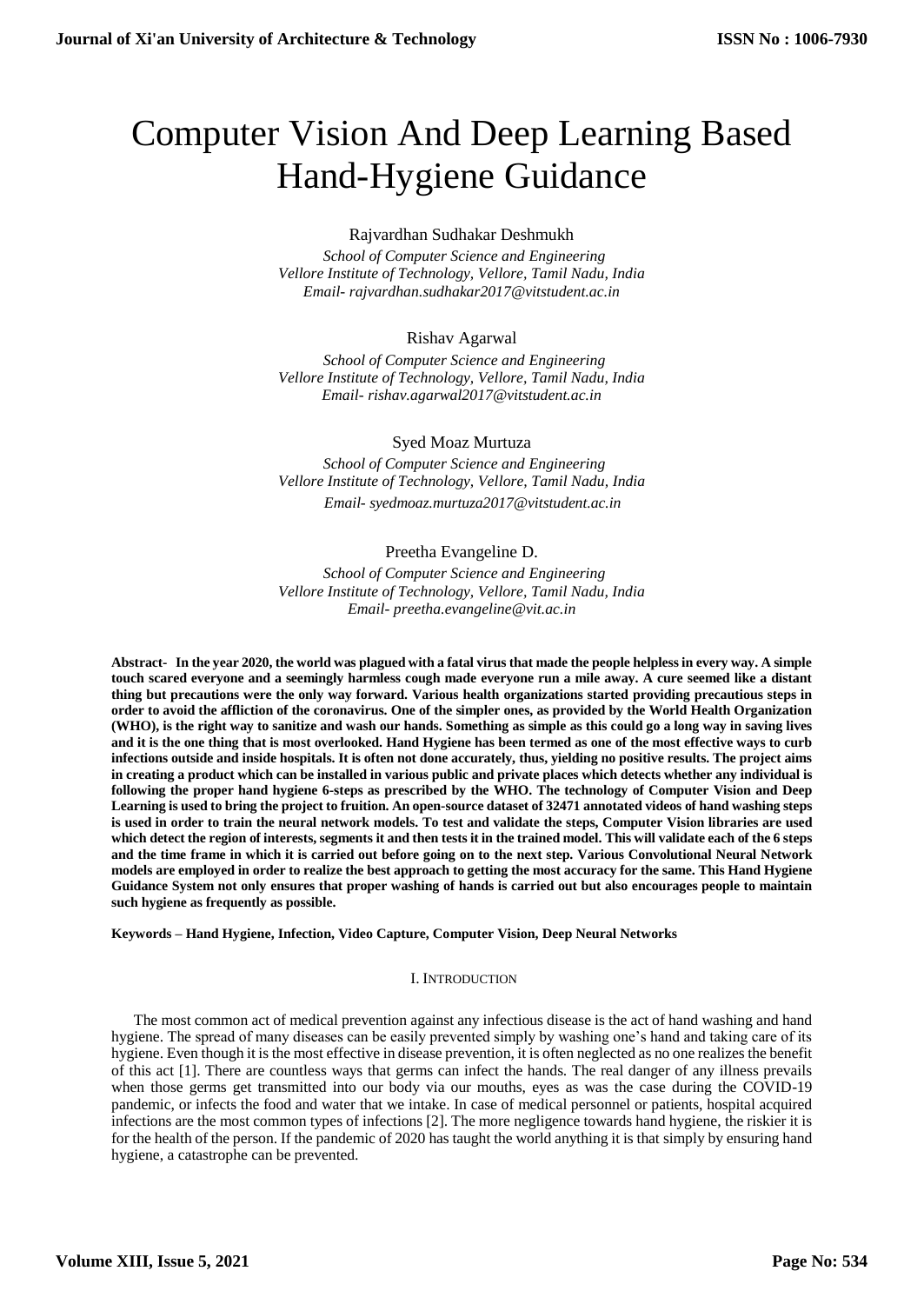# Computer Vision And Deep Learning Based Hand-Hygiene Guidance

Rajvardhan Sudhakar Deshmukh

*School of Computer Science and Engineering*
*Vellore Institute of Technology, Vellore, Tamil Nadu, India*
*Email- rajvardhan.sudhakar2017@vitstudent.ac.in*

Rishav Agarwal

*School of Computer Science and Engineering*
*Vellore Institute of Technology, Vellore, Tamil Nadu, India*
*Email- rishav.agarwal2017@vitstudent.ac.in*

Syed Moaz Murtuza

*School of Computer Science and Engineering*
*Vellore Institute of Technology, Vellore, Tamil Nadu, India*
*Email- syedmoaz.murtuza2017@vitstudent.ac.in*

Preetha Evangeline D.

*School of Computer Science and Engineering*
*Vellore Institute of Technology, Vellore, Tamil Nadu, India*
*Email- preetha.evangeline@vit.ac.in*

**Abstract- In the year 2020, the world was plagued with a fatal virus that made the people helpless in every way. A simple touch scared everyone and a seemingly harmless cough made everyone run a mile away. A cure seemed like a distant thing but precautions were the only way forward. Various health organizations started providing precautious steps in order to avoid the affliction of the coronavirus. One of the simpler ones, as provided by the World Health Organization (WHO), is the right way to sanitize and wash our hands. Something as simple as this could go a long way in saving lives and it is the one thing that is most overlooked. Hand Hygiene has been termed as one of the most effective ways to curb infections outside and inside hospitals. It is often not done accurately, thus, yielding no positive results. The project aims in creating a product which can be installed in various public and private places which detects whether any individual is following the proper hand hygiene 6-steps as prescribed by the WHO. The technology of Computer Vision and Deep Learning is used to bring the project to fruition. An open-source dataset of 32471 annotated videos of hand washing steps is used in order to train the neural network models. To test and validate the steps, Computer Vision libraries are used which detect the region of interests, segments it and then tests it in the trained model. This will validate each of the 6 steps and the time frame in which it is carried out before going on to the next step. Various Convolutional Neural Network models are employed in order to realize the best approach to getting the most accuracy for the same. This Hand Hygiene Guidance System not only ensures that proper washing of hands is carried out but also encourages people to maintain such hygiene as frequently as possible.**

**Keywords – Hand Hygiene, Infection, Video Capture, Computer Vision, Deep Neural Networks**

## I. Introduction

The most common act of medical prevention against any infectious disease is the act of hand washing and hand hygiene. The spread of many diseases can be easily prevented simply by washing one's hand and taking care of its hygiene. Even though it is the most effective in disease prevention, it is often neglected as no one realizes the benefit of this act [1]. There are countless ways that germs can infect the hands. The real danger of any illness prevails when those germs get transmitted into our body via our mouths, eyes as was the case during the COVID-19 pandemic, or infects the food and water that we intake. In case of medical personnel or patients, hospital acquired infections are the most common types of infections [2]. The more negligence towards hand hygiene, the riskier it is for the health of the person. If the pandemic of 2020 has taught the world anything it is that simply by ensuring hand hygiene, a catastrophe can be prevented.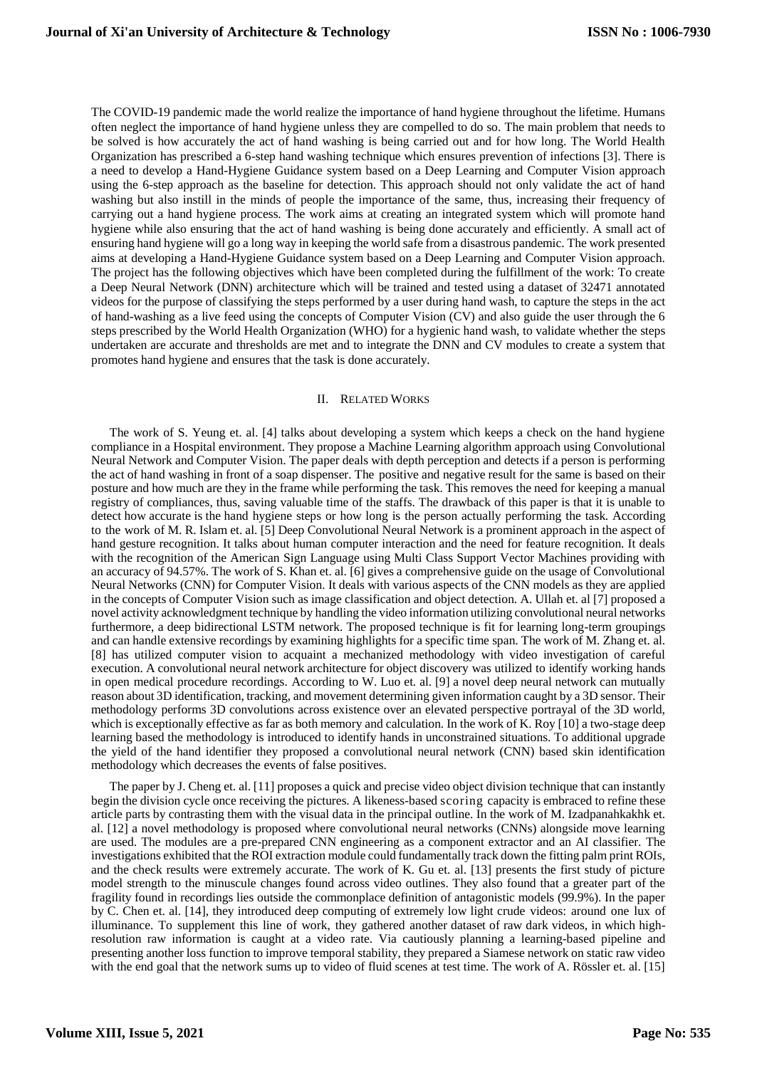The COVID-19 pandemic made the world realize the importance of hand hygiene throughout the lifetime. Humans often neglect the importance of hand hygiene unless they are compelled to do so. The main problem that needs to be solved is how accurately the act of hand washing is being carried out and for how long. The World Health Organization has prescribed a 6-step hand washing technique which ensures prevention of infections [3]. There is a need to develop a Hand-Hygiene Guidance system based on a Deep Learning and Computer Vision approach using the 6-step approach as the baseline for detection. This approach should not only validate the act of hand washing but also instill in the minds of people the importance of the same, thus, increasing their frequency of carrying out a hand hygiene process. The work aims at creating an integrated system which will promote hand hygiene while also ensuring that the act of hand washing is being done accurately and efficiently. A small act of ensuring hand hygiene will go a long way in keeping the world safe from a disastrous pandemic. The work presented aims at developing a Hand-Hygiene Guidance system based on a Deep Learning and Computer Vision approach. The project has the following objectives which have been completed during the fulfillment of the work: To create a Deep Neural Network (DNN) architecture which will be trained and tested using a dataset of 32471 annotated videos for the purpose of classifying the steps performed by a user during hand wash, to capture the steps in the act of hand-washing as a live feed using the concepts of Computer Vision (CV) and also guide the user through the 6 steps prescribed by the World Health Organization (WHO) for a hygienic hand wash, to validate whether the steps undertaken are accurate and thresholds are met and to integrate the DNN and CV modules to create a system that promotes hand hygiene and ensures that the task is done accurately.

## II. Related Works

The work of S. Yeung et. al. [4] talks about developing a system which keeps a check on the hand hygiene compliance in a Hospital environment. They propose a Machine Learning algorithm approach using Convolutional Neural Network and Computer Vision. The paper deals with depth perception and detects if a person is performing the act of hand washing in front of a soap dispenser. The positive and negative result for the same is based on their posture and how much are they in the frame while performing the task. This removes the need for keeping a manual registry of compliances, thus, saving valuable time of the staffs. The drawback of this paper is that it is unable to detect how accurate is the hand hygiene steps or how long is the person actually performing the task. According to the work of M. R. Islam et. al. [5] Deep Convolutional Neural Network is a prominent approach in the aspect of hand gesture recognition. It talks about human computer interaction and the need for feature recognition. It deals with the recognition of the American Sign Language using Multi Class Support Vector Machines providing with an accuracy of 94.57%. The work of S. Khan et. al. [6] gives a comprehensive guide on the usage of Convolutional Neural Networks (CNN) for Computer Vision. It deals with various aspects of the CNN models as they are applied in the concepts of Computer Vision such as image classification and object detection. A. Ullah et. al [7] proposed a novel activity acknowledgment technique by handling the video information utilizing convolutional neural networks furthermore, a deep bidirectional LSTM network. The proposed technique is fit for learning long-term groupings and can handle extensive recordings by examining highlights for a specific time span. The work of M. Zhang et. al. [8] has utilized computer vision to acquaint a mechanized methodology with video investigation of careful execution. A convolutional neural network architecture for object discovery was utilized to identify working hands in open medical procedure recordings. According to W. Luo et. al. [9] a novel deep neural network can mutually reason about 3D identification, tracking, and movement determining given information caught by a 3D sensor. Their methodology performs 3D convolutions across existence over an elevated perspective portrayal of the 3D world, which is exceptionally effective as far as both memory and calculation. In the work of K. Roy [10] a two-stage deep learning based the methodology is introduced to identify hands in unconstrained situations. To additional upgrade the yield of the hand identifier they proposed a convolutional neural network (CNN) based skin identification methodology which decreases the events of false positives.

The paper by J. Cheng et. al. [11] proposes a quick and precise video object division technique that can instantly begin the division cycle once receiving the pictures. A likeness-based scoring capacity is embraced to refine these article parts by contrasting them with the visual data in the principal outline. In the work of M. Izadpanahkakhk et. al. [12] a novel methodology is proposed where convolutional neural networks (CNNs) alongside move learning are used. The modules are a pre-prepared CNN engineering as a component extractor and an AI classifier. The investigations exhibited that the ROI extraction module could fundamentally track down the fitting palm print ROIs, and the check results were extremely accurate. The work of K. Gu et. al. [13] presents the first study of picture model strength to the minuscule changes found across video outlines. They also found that a greater part of the fragility found in recordings lies outside the commonplace definition of antagonistic models (99.9%). In the paper by C. Chen et. al. [14], they introduced deep computing of extremely low light crude videos: around one lux of illuminance. To supplement this line of work, they gathered another dataset of raw dark videos, in which high-resolution raw information is caught at a video rate. Via cautiously planning a learning-based pipeline and presenting another loss function to improve temporal stability, they prepared a Siamese network on static raw video with the end goal that the network sums up to video of fluid scenes at test time. The work of A. Rössler et. al. [15]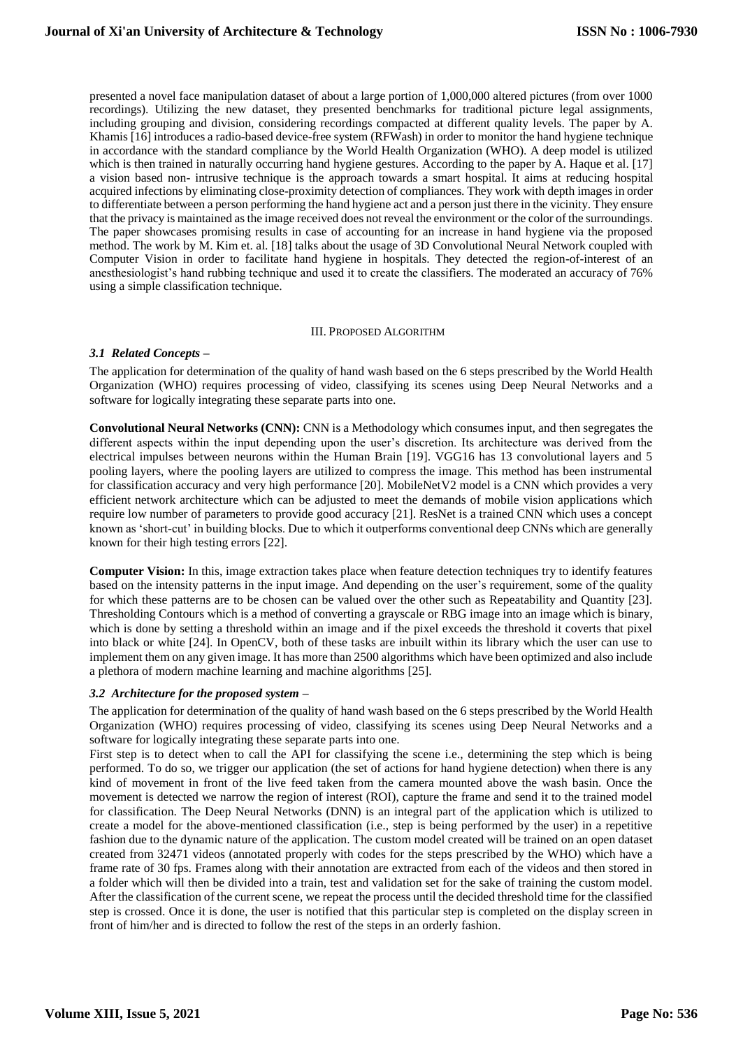presented a novel face manipulation dataset of about a large portion of 1,000,000 altered pictures (from over 1000 recordings). Utilizing the new dataset, they presented benchmarks for traditional picture legal assignments, including grouping and division, considering recordings compacted at different quality levels. The paper by A. Khamis [16] introduces a radio-based device-free system (RFWash) in order to monitor the hand hygiene technique in accordance with the standard compliance by the World Health Organization (WHO). A deep model is utilized which is then trained in naturally occurring hand hygiene gestures. According to the paper by A. Haque et al. [17] a vision based non- intrusive technique is the approach towards a smart hospital. It aims at reducing hospital acquired infections by eliminating close-proximity detection of compliances. They work with depth images in order to differentiate between a person performing the hand hygiene act and a person just there in the vicinity. They ensure that the privacy is maintained as the image received does not reveal the environment or the color of the surroundings. The paper showcases promising results in case of accounting for an increase in hand hygiene via the proposed method. The work by M. Kim et. al. [18] talks about the usage of 3D Convolutional Neural Network coupled with Computer Vision in order to facilitate hand hygiene in hospitals. They detected the region-of-interest of an anesthesiologist's hand rubbing technique and used it to create the classifiers. The moderated an accuracy of 76% using a simple classification technique.

## III. Proposed Algorithm

### *3.1 Related Concepts –*

The application for determination of the quality of hand wash based on the 6 steps prescribed by the World Health Organization (WHO) requires processing of video, classifying its scenes using Deep Neural Networks and a software for logically integrating these separate parts into one.

**Convolutional Neural Networks (CNN):** CNN is a Methodology which consumes input, and then segregates the different aspects within the input depending upon the user's discretion. Its architecture was derived from the electrical impulses between neurons within the Human Brain [19]. VGG16 has 13 convolutional layers and 5 pooling layers, where the pooling layers are utilized to compress the image. This method has been instrumental for classification accuracy and very high performance [20]. MobileNetV2 model is a CNN which provides a very efficient network architecture which can be adjusted to meet the demands of mobile vision applications which require low number of parameters to provide good accuracy [21]. ResNet is a trained CNN which uses a concept known as 'short-cut' in building blocks. Due to which it outperforms conventional deep CNNs which are generally known for their high testing errors [22].

**Computer Vision:** In this, image extraction takes place when feature detection techniques try to identify features based on the intensity patterns in the input image. And depending on the user's requirement, some of the quality for which these patterns are to be chosen can be valued over the other such as Repeatability and Quantity [23]. Thresholding Contours which is a method of converting a grayscale or RBG image into an image which is binary, which is done by setting a threshold within an image and if the pixel exceeds the threshold it coverts that pixel into black or white [24]. In OpenCV, both of these tasks are inbuilt within its library which the user can use to implement them on any given image. It has more than 2500 algorithms which have been optimized and also include a plethora of modern machine learning and machine algorithms [25].

### *3.2 Architecture for the proposed system –*

The application for determination of the quality of hand wash based on the 6 steps prescribed by the World Health Organization (WHO) requires processing of video, classifying its scenes using Deep Neural Networks and a software for logically integrating these separate parts into one.

First step is to detect when to call the API for classifying the scene i.e., determining the step which is being performed. To do so, we trigger our application (the set of actions for hand hygiene detection) when there is any kind of movement in front of the live feed taken from the camera mounted above the wash basin. Once the movement is detected we narrow the region of interest (ROI), capture the frame and send it to the trained model for classification. The Deep Neural Networks (DNN) is an integral part of the application which is utilized to create a model for the above-mentioned classification (i.e., step is being performed by the user) in a repetitive fashion due to the dynamic nature of the application. The custom model created will be trained on an open dataset created from 32471 videos (annotated properly with codes for the steps prescribed by the WHO) which have a frame rate of 30 fps. Frames along with their annotation are extracted from each of the videos and then stored in a folder which will then be divided into a train, test and validation set for the sake of training the custom model. After the classification of the current scene, we repeat the process until the decided threshold time for the classified step is crossed. Once it is done, the user is notified that this particular step is completed on the display screen in front of him/her and is directed to follow the rest of the steps in an orderly fashion.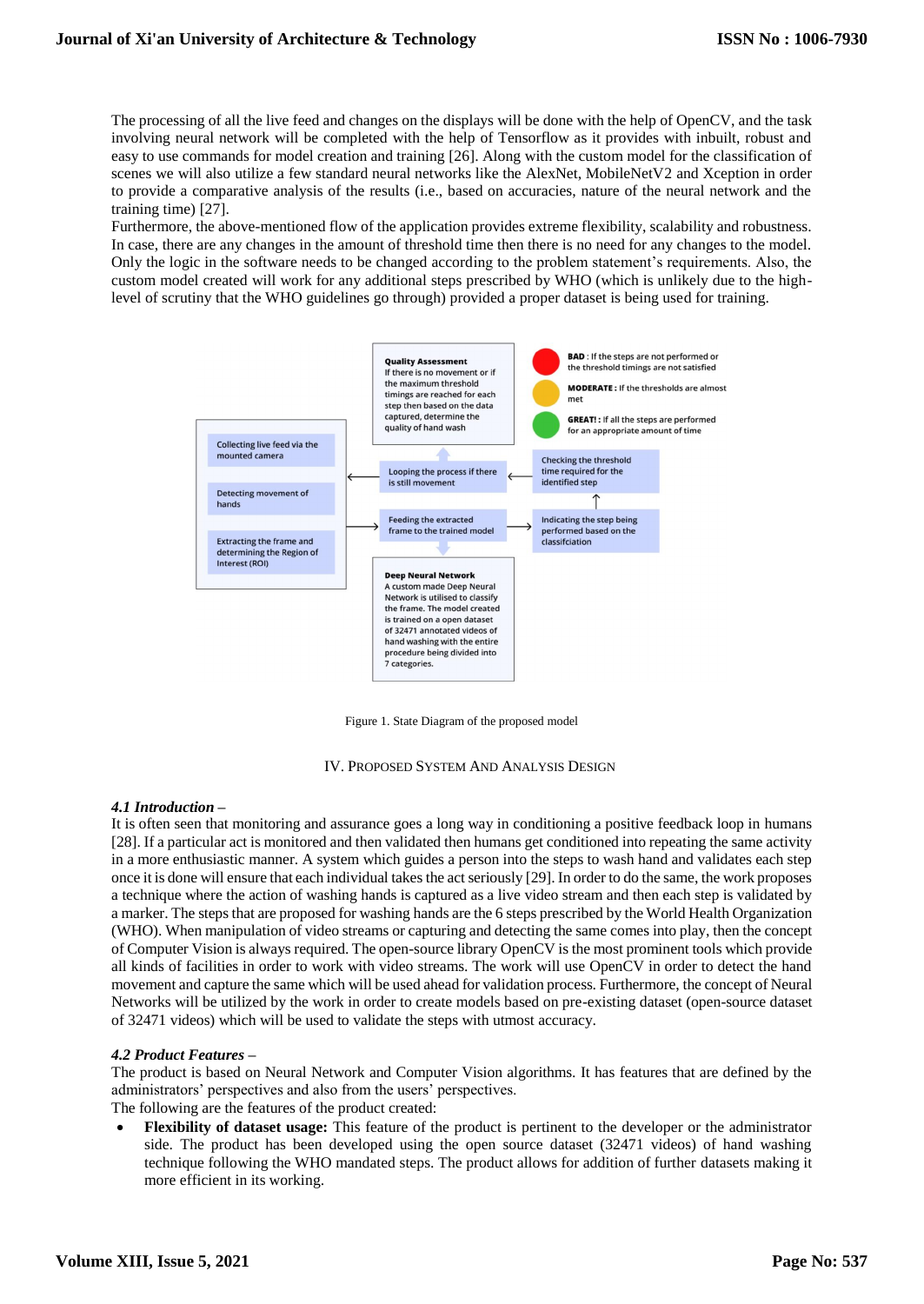The processing of all the live feed and changes on the displays will be done with the help of OpenCV, and the task involving neural network will be completed with the help of Tensorflow as it provides with inbuilt, robust and easy to use commands for model creation and training [26]. Along with the custom model for the classification of scenes we will also utilize a few standard neural networks like the AlexNet, MobileNetV2 and Xception in order to provide a comparative analysis of the results (i.e., based on accuracies, nature of the neural network and the training time) [27].
Furthermore, the above-mentioned flow of the application provides extreme flexibility, scalability and robustness. In case, there are any changes in the amount of threshold time then there is no need for any changes to the model. Only the logic in the software needs to be changed according to the problem statement's requirements. Also, the custom model created will work for any additional steps prescribed by WHO (which is unlikely due to the high-level of scrutiny that the WHO guidelines go through) provided a proper dataset is being used for training.

Figure 1. State Diagram of the proposed model

## IV. Proposed System And Analysis Design

### *4.1 Introduction –*

It is often seen that monitoring and assurance goes a long way in conditioning a positive feedback loop in humans [28]. If a particular act is monitored and then validated then humans get conditioned into repeating the same activity in a more enthusiastic manner. A system which guides a person into the steps to wash hand and validates each step once it is done will ensure that each individual takes the act seriously [29]. In order to do the same, the work proposes a technique where the action of washing hands is captured as a live video stream and then each step is validated by a marker. The steps that are proposed for washing hands are the 6 steps prescribed by the World Health Organization (WHO). When manipulation of video streams or capturing and detecting the same comes into play, then the concept of Computer Vision is always required. The open-source library OpenCV is the most prominent tools which provide all kinds of facilities in order to work with video streams. The work will use OpenCV in order to detect the hand movement and capture the same which will be used ahead for validation process. Furthermore, the concept of Neural Networks will be utilized by the work in order to create models based on pre-existing dataset (open-source dataset of 32471 videos) which will be used to validate the steps with utmost accuracy.

### *4.2 Product Features –*

The product is based on Neural Network and Computer Vision algorithms. It has features that are defined by the administrators' perspectives and also from the users' perspectives.
The following are the features of the product created:

- **Flexibility of dataset usage:** This feature of the product is pertinent to the developer or the administrator side. The product has been developed using the open source dataset (32471 videos) of hand washing technique following the WHO mandated steps. The product allows for addition of further datasets making it more efficient in its working.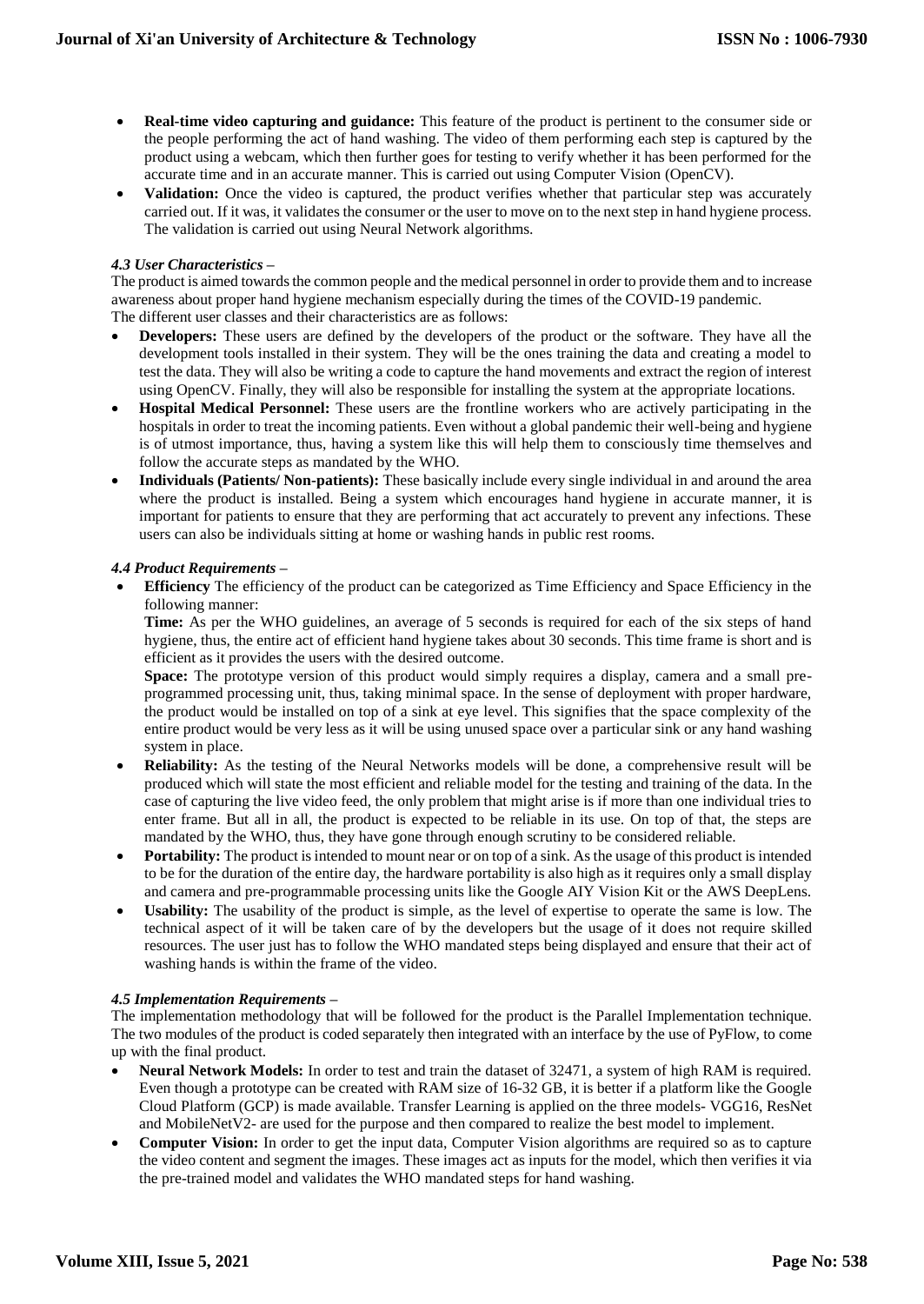- **Real-time video capturing and guidance:** This feature of the product is pertinent to the consumer side or the people performing the act of hand washing. The video of them performing each step is captured by the product using a webcam, which then further goes for testing to verify whether it has been performed for the accurate time and in an accurate manner. This is carried out using Computer Vision (OpenCV).
- **Validation:** Once the video is captured, the product verifies whether that particular step was accurately carried out. If it was, it validates the consumer or the user to move on to the next step in hand hygiene process. The validation is carried out using Neural Network algorithms.

#### *4.3 User Characteristics –*

The product is aimed towards the common people and the medical personnel in order to provide them and to increase awareness about proper hand hygiene mechanism especially during the times of the COVID-19 pandemic.
The different user classes and their characteristics are as follows:

- **Developers:** These users are defined by the developers of the product or the software. They have all the development tools installed in their system. They will be the ones training the data and creating a model to test the data. They will also be writing a code to capture the hand movements and extract the region of interest using OpenCV. Finally, they will also be responsible for installing the system at the appropriate locations.
- **Hospital Medical Personnel:** These users are the frontline workers who are actively participating in the hospitals in order to treat the incoming patients. Even without a global pandemic their well-being and hygiene is of utmost importance, thus, having a system like this will help them to consciously time themselves and follow the accurate steps as mandated by the WHO.
- **Individuals (Patients/ Non-patients):** These basically include every single individual in and around the area where the product is installed. Being a system which encourages hand hygiene in accurate manner, it is important for patients to ensure that they are performing that act accurately to prevent any infections. These users can also be individuals sitting at home or washing hands in public rest rooms.

#### *4.4 Product Requirements –*

- **Efficiency** The efficiency of the product can be categorized as Time Efficiency and Space Efficiency in the following manner:

  **Time:** As per the WHO guidelines, an average of 5 seconds is required for each of the six steps of hand hygiene, thus, the entire act of efficient hand hygiene takes about 30 seconds. This time frame is short and is efficient as it provides the users with the desired outcome.

  **Space:** The prototype version of this product would simply requires a display, camera and a small pre-programmed processing unit, thus, taking minimal space. In the sense of deployment with proper hardware, the product would be installed on top of a sink at eye level. This signifies that the space complexity of the entire product would be very less as it will be using unused space over a particular sink or any hand washing system in place.
- **Reliability:** As the testing of the Neural Networks models will be done, a comprehensive result will be produced which will state the most efficient and reliable model for the testing and training of the data. In the case of capturing the live video feed, the only problem that might arise is if more than one individual tries to enter frame. But all in all, the product is expected to be reliable in its use. On top of that, the steps are mandated by the WHO, thus, they have gone through enough scrutiny to be considered reliable.
- **Portability:** The product is intended to mount near or on top of a sink. As the usage of this product is intended to be for the duration of the entire day, the hardware portability is also high as it requires only a small display and camera and pre-programmable processing units like the Google AIY Vision Kit or the AWS DeepLens.
- **Usability:** The usability of the product is simple, as the level of expertise to operate the same is low. The technical aspect of it will be taken care of by the developers but the usage of it does not require skilled resources. The user just has to follow the WHO mandated steps being displayed and ensure that their act of washing hands is within the frame of the video.

#### *4.5 Implementation Requirements –*

The implementation methodology that will be followed for the product is the Parallel Implementation technique. The two modules of the product is coded separately then integrated with an interface by the use of PyFlow, to come up with the final product.

- **Neural Network Models:** In order to test and train the dataset of 32471, a system of high RAM is required. Even though a prototype can be created with RAM size of 16-32 GB, it is better if a platform like the Google Cloud Platform (GCP) is made available. Transfer Learning is applied on the three models- VGG16, ResNet and MobileNetV2- are used for the purpose and then compared to realize the best model to implement.
- **Computer Vision:** In order to get the input data, Computer Vision algorithms are required so as to capture the video content and segment the images. These images act as inputs for the model, which then verifies it via the pre-trained model and validates the WHO mandated steps for hand washing.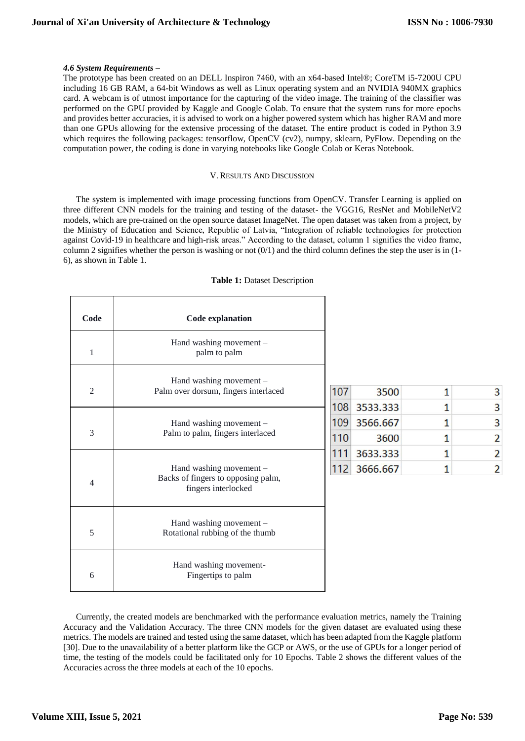*4.6 System Requirements –*

The prototype has been created on an DELL Inspiron 7460, with an x64-based Intel®; CoreTM i5-7200U CPU including 16 GB RAM, a 64-bit Windows as well as Linux operating system and an NVIDIA 940MX graphics card. A webcam is of utmost importance for the capturing of the video image. The training of the classifier was performed on the GPU provided by Kaggle and Google Colab. To ensure that the system runs for more epochs and provides better accuracies, it is advised to work on a higher powered system which has higher RAM and more than one GPUs allowing for the extensive processing of the dataset. The entire product is coded in Python 3.9 which requires the following packages: tensorflow, OpenCV (cv2), numpy, sklearn, PyFlow. Depending on the computation power, the coding is done in varying notebooks like Google Colab or Keras Notebook.

## V. Results And Discussion

The system is implemented with image processing functions from OpenCV. Transfer Learning is applied on three different CNN models for the training and testing of the dataset- the VGG16, ResNet and MobileNetV2 models, which are pre-trained on the open source dataset ImageNet. The open dataset was taken from a project, by the Ministry of Education and Science, Republic of Latvia, "Integration of reliable technologies for protection against Covid-19 in healthcare and high-risk areas." According to the dataset, column 1 signifies the video frame, column 2 signifies whether the person is washing or not (0/1) and the third column defines the step the user is in (1-6), as shown in Table 1.

**Table 1:** Dataset Description

| Code | Code explanation |
|---|---|
| 1 | Hand washing movement – palm to palm |
| 2 | Hand washing movement – Palm over dorsum, fingers interlaced |
| 3 | Hand washing movement – Palm to palm, fingers interlaced |
| 4 | Hand washing movement – Backs of fingers to opposing palm, fingers interlocked |
| 5 | Hand washing movement – Rotational rubbing of the thumb |
| 6 | Hand washing movement- Fingertips to palm |

| | | | |
|---|---|---|---|
| 107 | 3500 | 1 | 3 |
| 108 | 3533.333 | 1 | 3 |
| 109 | 3566.667 | 1 | 3 |
| 110 | 3600 | 1 | 2 |
| 111 | 3633.333 | 1 | 2 |
| 112 | 3666.667 | 1 | 2 |

Currently, the created models are benchmarked with the performance evaluation metrics, namely the Training Accuracy and the Validation Accuracy. The three CNN models for the given dataset are evaluated using these metrics. The models are trained and tested using the same dataset, which has been adapted from the Kaggle platform [30]. Due to the unavailability of a better platform like the GCP or AWS, or the use of GPUs for a longer period of time, the testing of the models could be facilitated only for 10 Epochs. Table 2 shows the different values of the Accuracies across the three models at each of the 10 epochs.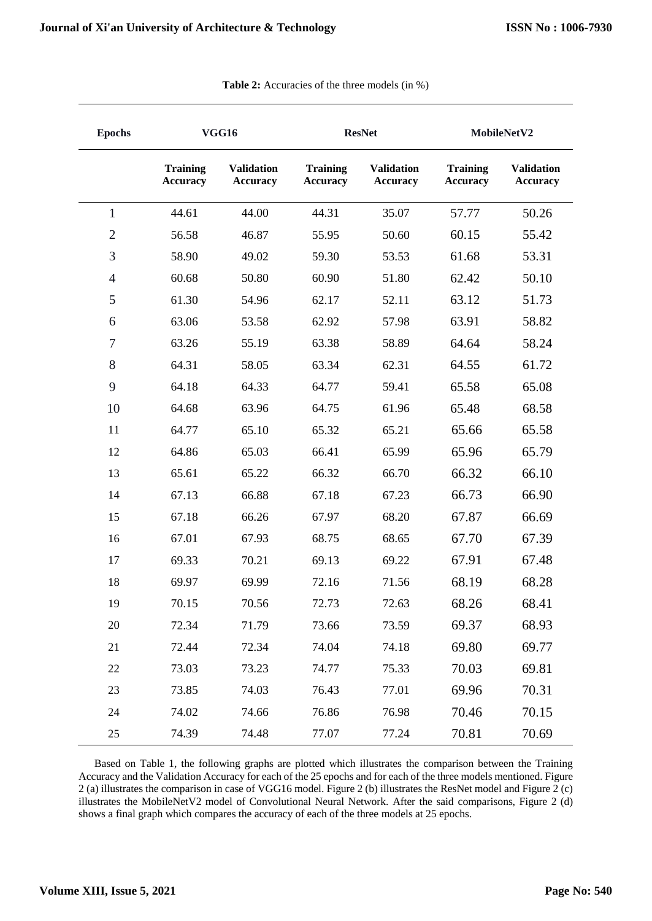**Table 2:** Accuracies of the three models (in %)

| Epochs | VGG16 | | ResNet | | MobileNetV2 | |
|---|---|---|---|---|---|---|
| | Training Accuracy | Validation Accuracy | Training Accuracy | Validation Accuracy | Training Accuracy | Validation Accuracy |
| 1 | 44.61 | 44.00 | 44.31 | 35.07 | 57.77 | 50.26 |
| 2 | 56.58 | 46.87 | 55.95 | 50.60 | 60.15 | 55.42 |
| 3 | 58.90 | 49.02 | 59.30 | 53.53 | 61.68 | 53.31 |
| 4 | 60.68 | 50.80 | 60.90 | 51.80 | 62.42 | 50.10 |
| 5 | 61.30 | 54.96 | 62.17 | 52.11 | 63.12 | 51.73 |
| 6 | 63.06 | 53.58 | 62.92 | 57.98 | 63.91 | 58.82 |
| 7 | 63.26 | 55.19 | 63.38 | 58.89 | 64.64 | 58.24 |
| 8 | 64.31 | 58.05 | 63.34 | 62.31 | 64.55 | 61.72 |
| 9 | 64.18 | 64.33 | 64.77 | 59.41 | 65.58 | 65.08 |
| 10 | 64.68 | 63.96 | 64.75 | 61.96 | 65.48 | 68.58 |
| 11 | 64.77 | 65.10 | 65.32 | 65.21 | 65.66 | 65.58 |
| 12 | 64.86 | 65.03 | 66.41 | 65.99 | 65.96 | 65.79 |
| 13 | 65.61 | 65.22 | 66.32 | 66.70 | 66.32 | 66.10 |
| 14 | 67.13 | 66.88 | 67.18 | 67.23 | 66.73 | 66.90 |
| 15 | 67.18 | 66.26 | 67.97 | 68.20 | 67.87 | 66.69 |
| 16 | 67.01 | 67.93 | 68.75 | 68.65 | 67.70 | 67.39 |
| 17 | 69.33 | 70.21 | 69.13 | 69.22 | 67.91 | 67.48 |
| 18 | 69.97 | 69.99 | 72.16 | 71.56 | 68.19 | 68.28 |
| 19 | 70.15 | 70.56 | 72.73 | 72.63 | 68.26 | 68.41 |
| 20 | 72.34 | 71.79 | 73.66 | 73.59 | 69.37 | 68.93 |
| 21 | 72.44 | 72.34 | 74.04 | 74.18 | 69.80 | 69.77 |
| 22 | 73.03 | 73.23 | 74.77 | 75.33 | 70.03 | 69.81 |
| 23 | 73.85 | 74.03 | 76.43 | 77.01 | 69.96 | 70.31 |
| 24 | 74.02 | 74.66 | 76.86 | 76.98 | 70.46 | 70.15 |
| 25 | 74.39 | 74.48 | 77.07 | 77.24 | 70.81 | 70.69 |

Based on Table 1, the following graphs are plotted which illustrates the comparison between the Training Accuracy and the Validation Accuracy for each of the 25 epochs and for each of the three models mentioned. Figure 2 (a) illustrates the comparison in case of VGG16 model. Figure 2 (b) illustrates the ResNet model and Figure 2 (c) illustrates the MobileNetV2 model of Convolutional Neural Network. After the said comparisons, Figure 2 (d) shows a final graph which compares the accuracy of each of the three models at 25 epochs.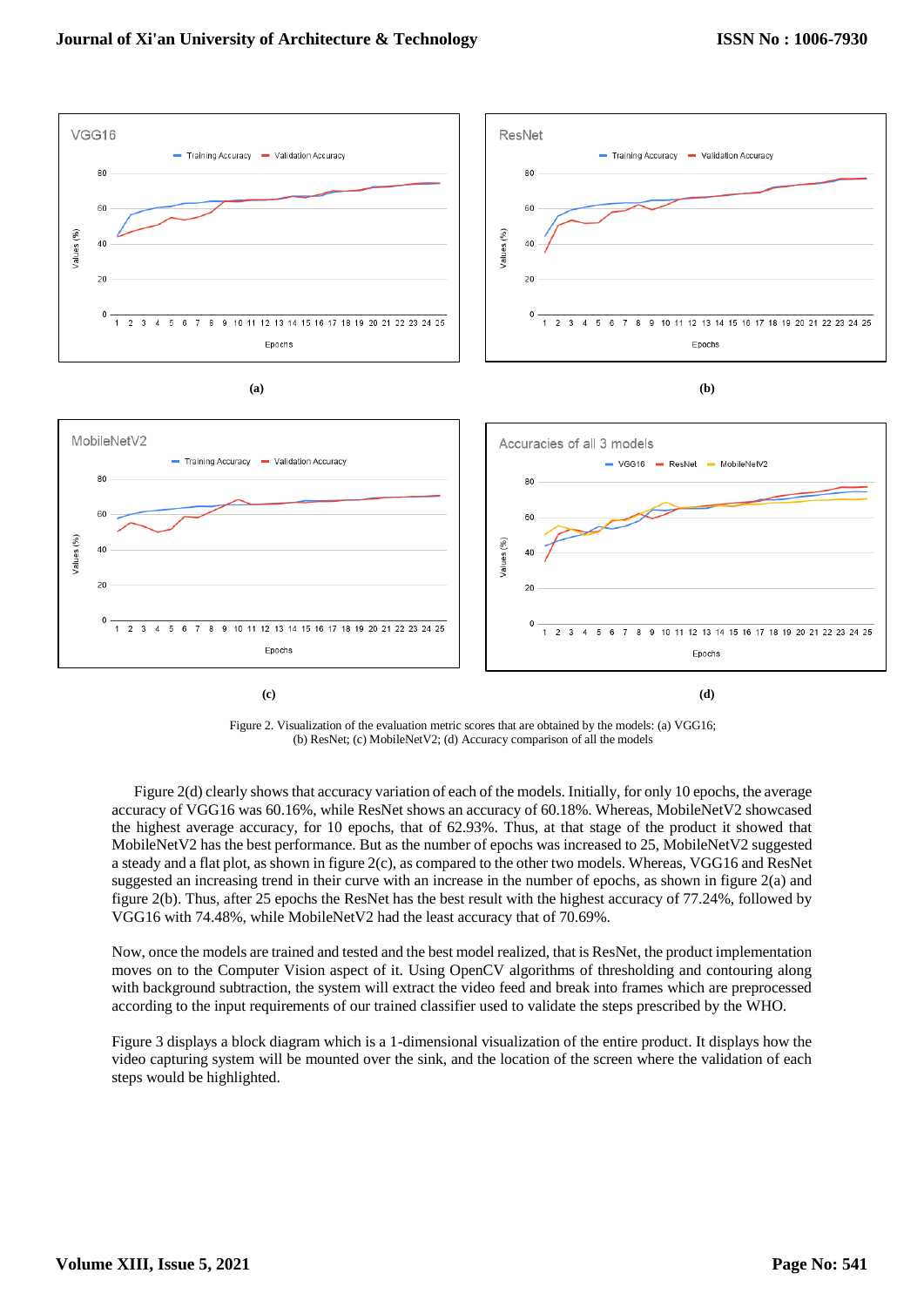Figure 2. Visualization of the evaluation metric scores that are obtained by the models: (a) VGG16; (b) ResNet; (c) MobileNetV2; (d) Accuracy comparison of all the models

Figure 2(d) clearly shows that accuracy variation of each of the models. Initially, for only 10 epochs, the average accuracy of VGG16 was 60.16%, while ResNet shows an accuracy of 60.18%. Whereas, MobileNetV2 showcased the highest average accuracy, for 10 epochs, that of 62.93%. Thus, at that stage of the product it showed that MobileNetV2 has the best performance. But as the number of epochs was increased to 25, MobileNetV2 suggested a steady and a flat plot, as shown in figure 2(c), as compared to the other two models. Whereas, VGG16 and ResNet suggested an increasing trend in their curve with an increase in the number of epochs, as shown in figure 2(a) and figure 2(b). Thus, after 25 epochs the ResNet has the best result with the highest accuracy of 77.24%, followed by VGG16 with 74.48%, while MobileNetV2 had the least accuracy that of 70.69%.

Now, once the models are trained and tested and the best model realized, that is ResNet, the product implementation moves on to the Computer Vision aspect of it. Using OpenCV algorithms of thresholding and contouring along with background subtraction, the system will extract the video feed and break into frames which are preprocessed according to the input requirements of our trained classifier used to validate the steps prescribed by the WHO.

Figure 3 displays a block diagram which is a 1-dimensional visualization of the entire product. It displays how the video capturing system will be mounted over the sink, and the location of the screen where the validation of each steps would be highlighted.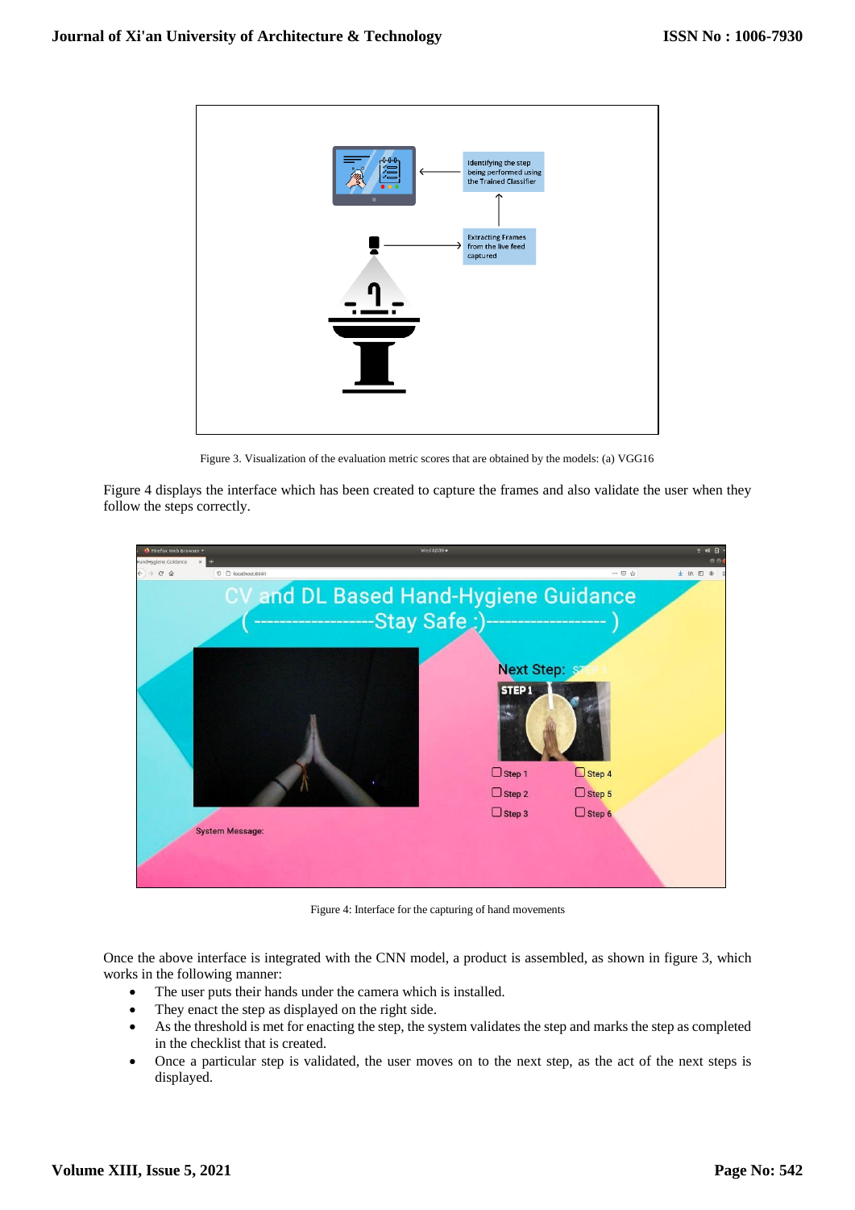Figure 3. Visualization of the evaluation metric scores that are obtained by the models: (a) VGG16

Figure 4 displays the interface which has been created to capture the frames and also validate the user when they follow the steps correctly.

Figure 4: Interface for the capturing of hand movements

Once the above interface is integrated with the CNN model, a product is assembled, as shown in figure 3, which works in the following manner:

- The user puts their hands under the camera which is installed.
- They enact the step as displayed on the right side.
- As the threshold is met for enacting the step, the system validates the step and marks the step as completed in the checklist that is created.
- Once a particular step is validated, the user moves on to the next step, as the act of the next steps is displayed.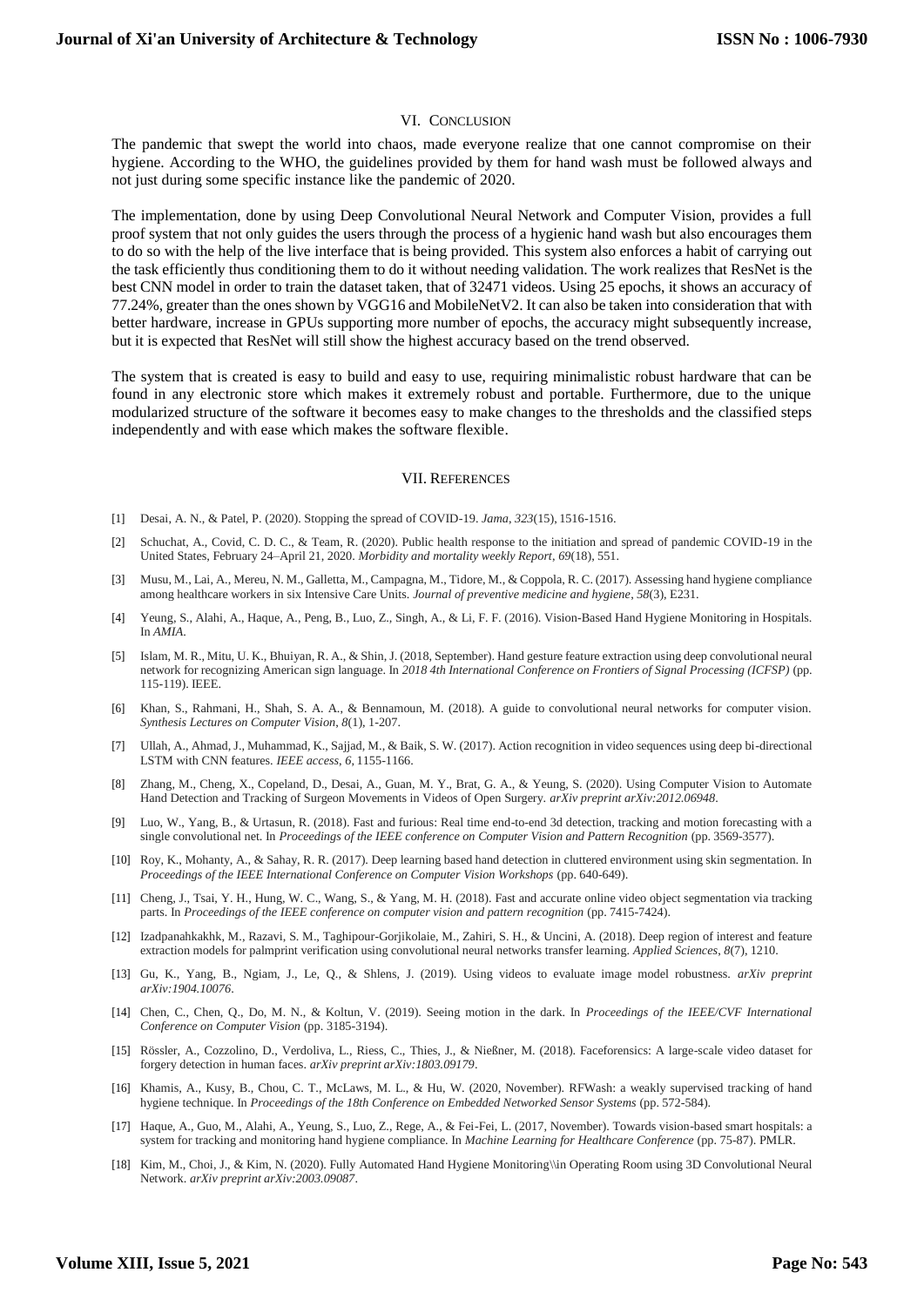## VI. Conclusion

The pandemic that swept the world into chaos, made everyone realize that one cannot compromise on their hygiene. According to the WHO, the guidelines provided by them for hand wash must be followed always and not just during some specific instance like the pandemic of 2020.

The implementation, done by using Deep Convolutional Neural Network and Computer Vision, provides a full proof system that not only guides the users through the process of a hygienic hand wash but also encourages them to do so with the help of the live interface that is being provided. This system also enforces a habit of carrying out the task efficiently thus conditioning them to do it without needing validation. The work realizes that ResNet is the best CNN model in order to train the dataset taken, that of 32471 videos. Using 25 epochs, it shows an accuracy of 77.24%, greater than the ones shown by VGG16 and MobileNetV2. It can also be taken into consideration that with better hardware, increase in GPUs supporting more number of epochs, the accuracy might subsequently increase, but it is expected that ResNet will still show the highest accuracy based on the trend observed.

The system that is created is easy to build and easy to use, requiring minimalistic robust hardware that can be found in any electronic store which makes it extremely robust and portable. Furthermore, due to the unique modularized structure of the software it becomes easy to make changes to the thresholds and the classified steps independently and with ease which makes the software flexible.

## VII. References

[1] Desai, A. N., & Patel, P. (2020). Stopping the spread of COVID-19. *Jama*, *323*(15), 1516-1516.

[2] Schuchat, A., Covid, C. D. C., & Team, R. (2020). Public health response to the initiation and spread of pandemic COVID-19 in the United States, February 24–April 21, 2020. *Morbidity and mortality weekly Report*, *69*(18), 551.

[3] Musu, M., Lai, A., Mereu, N. M., Galletta, M., Campagna, M., Tidore, M., & Coppola, R. C. (2017). Assessing hand hygiene compliance among healthcare workers in six Intensive Care Units. *Journal of preventive medicine and hygiene*, *58*(3), E231.

[4] Yeung, S., Alahi, A., Haque, A., Peng, B., Luo, Z., Singh, A., & Li, F. F. (2016). Vision-Based Hand Hygiene Monitoring in Hospitals. In *AMIA*.

[5] Islam, M. R., Mitu, U. K., Bhuiyan, R. A., & Shin, J. (2018, September). Hand gesture feature extraction using deep convolutional neural network for recognizing American sign language. In *2018 4th International Conference on Frontiers of Signal Processing (ICFSP)* (pp. 115-119). IEEE.

[6] Khan, S., Rahmani, H., Shah, S. A. A., & Bennamoun, M. (2018). A guide to convolutional neural networks for computer vision. *Synthesis Lectures on Computer Vision*, *8*(1), 1-207.

[7] Ullah, A., Ahmad, J., Muhammad, K., Sajjad, M., & Baik, S. W. (2017). Action recognition in video sequences using deep bi-directional LSTM with CNN features. *IEEE access*, *6*, 1155-1166.

[8] Zhang, M., Cheng, X., Copeland, D., Desai, A., Guan, M. Y., Brat, G. A., & Yeung, S. (2020). Using Computer Vision to Automate Hand Detection and Tracking of Surgeon Movements in Videos of Open Surgery. *arXiv preprint arXiv:2012.06948*.

[9] Luo, W., Yang, B., & Urtasun, R. (2018). Fast and furious: Real time end-to-end 3d detection, tracking and motion forecasting with a single convolutional net. In *Proceedings of the IEEE conference on Computer Vision and Pattern Recognition* (pp. 3569-3577).

[10] Roy, K., Mohanty, A., & Sahay, R. R. (2017). Deep learning based hand detection in cluttered environment using skin segmentation. In *Proceedings of the IEEE International Conference on Computer Vision Workshops* (pp. 640-649).

[11] Cheng, J., Tsai, Y. H., Hung, W. C., Wang, S., & Yang, M. H. (2018). Fast and accurate online video object segmentation via tracking parts. In *Proceedings of the IEEE conference on computer vision and pattern recognition* (pp. 7415-7424).

[12] Izadpanahkakhk, M., Razavi, S. M., Taghipour-Gorjikolaie, M., Zahiri, S. H., & Uncini, A. (2018). Deep region of interest and feature extraction models for palmprint verification using convolutional neural networks transfer learning. *Applied Sciences*, *8*(7), 1210.

[13] Gu, K., Yang, B., Ngiam, J., Le, Q., & Shlens, J. (2019). Using videos to evaluate image model robustness. *arXiv preprint arXiv:1904.10076*.

[14] Chen, C., Chen, Q., Do, M. N., & Koltun, V. (2019). Seeing motion in the dark. In *Proceedings of the IEEE/CVF International Conference on Computer Vision* (pp. 3185-3194).

[15] Rössler, A., Cozzolino, D., Verdoliva, L., Riess, C., Thies, J., & Nießner, M. (2018). Faceforensics: A large-scale video dataset for forgery detection in human faces. *arXiv preprint arXiv:1803.09179*.

[16] Khamis, A., Kusy, B., Chou, C. T., McLaws, M. L., & Hu, W. (2020, November). RFWash: a weakly supervised tracking of hand hygiene technique. In *Proceedings of the 18th Conference on Embedded Networked Sensor Systems* (pp. 572-584).

[17] Haque, A., Guo, M., Alahi, A., Yeung, S., Luo, Z., Rege, A., & Fei-Fei, L. (2017, November). Towards vision-based smart hospitals: a system for tracking and monitoring hand hygiene compliance. In *Machine Learning for Healthcare Conference* (pp. 75-87). PMLR.

[18] Kim, M., Choi, J., & Kim, N. (2020). Fully Automated Hand Hygiene Monitoring\\in Operating Room using 3D Convolutional Neural Network. *arXiv preprint arXiv:2003.09087*.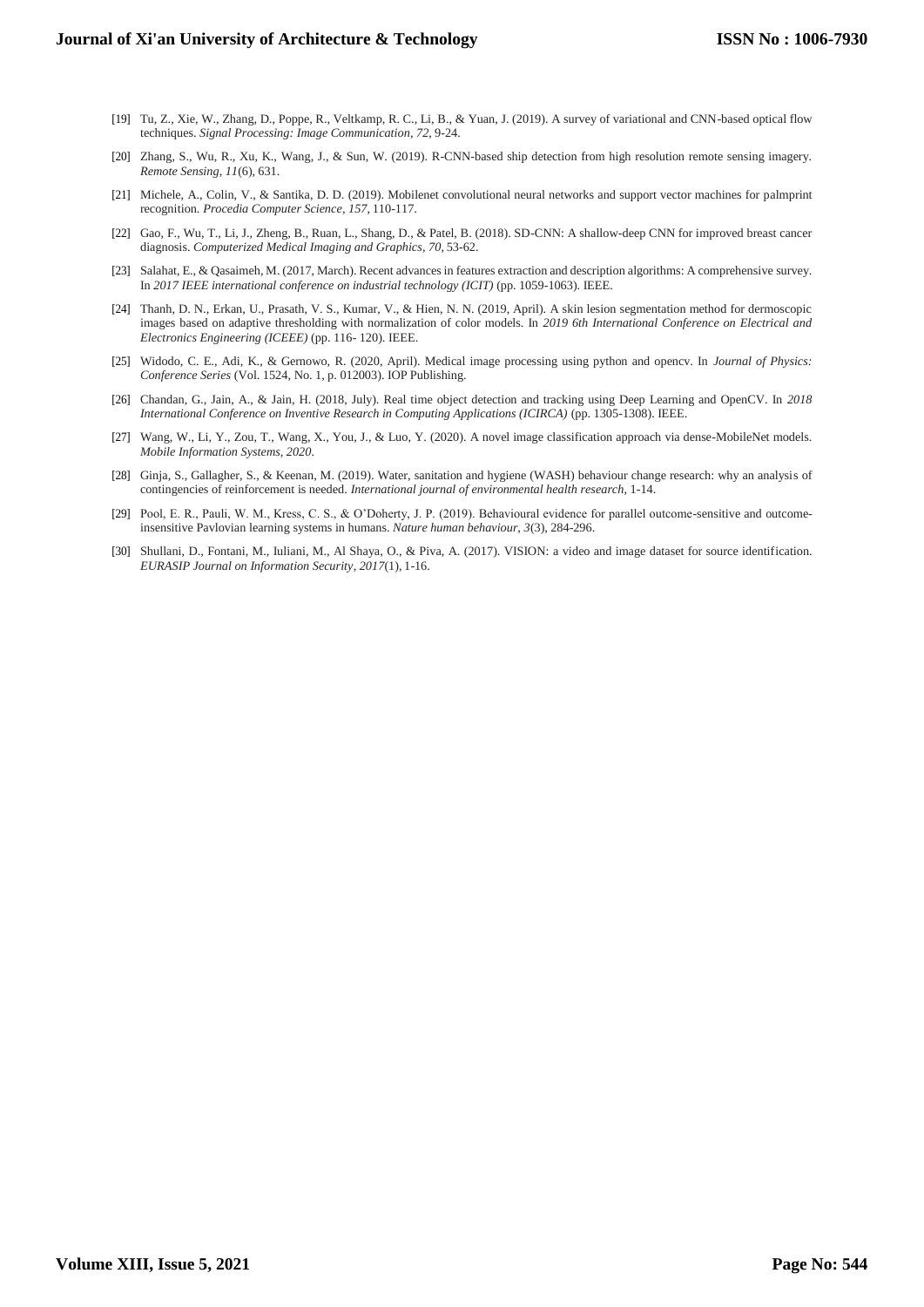[19] Tu, Z., Xie, W., Zhang, D., Poppe, R., Veltkamp, R. C., Li, B., & Yuan, J. (2019). A survey of variational and CNN-based optical flow techniques. *Signal Processing: Image Communication*, *72*, 9-24.

[20] Zhang, S., Wu, R., Xu, K., Wang, J., & Sun, W. (2019). R-CNN-based ship detection from high resolution remote sensing imagery. *Remote Sensing*, *11*(6), 631.

[21] Michele, A., Colin, V., & Santika, D. D. (2019). Mobilenet convolutional neural networks and support vector machines for palmprint recognition. *Procedia Computer Science*, *157*, 110-117.

[22] Gao, F., Wu, T., Li, J., Zheng, B., Ruan, L., Shang, D., & Patel, B. (2018). SD-CNN: A shallow-deep CNN for improved breast cancer diagnosis. *Computerized Medical Imaging and Graphics*, *70*, 53-62.

[23] Salahat, E., & Qasaimeh, M. (2017, March). Recent advances in features extraction and description algorithms: A comprehensive survey. In *2017 IEEE international conference on industrial technology (ICIT)* (pp. 1059-1063). IEEE.

[24] Thanh, D. N., Erkan, U., Prasath, V. S., Kumar, V., & Hien, N. N. (2019, April). A skin lesion segmentation method for dermoscopic images based on adaptive thresholding with normalization of color models. In *2019 6th International Conference on Electrical and Electronics Engineering (ICEEE)* (pp. 116- 120). IEEE.

[25] Widodo, C. E., Adi, K., & Gernowo, R. (2020, April). Medical image processing using python and opencv. In *Journal of Physics: Conference Series* (Vol. 1524, No. 1, p. 012003). IOP Publishing.

[26] Chandan, G., Jain, A., & Jain, H. (2018, July). Real time object detection and tracking using Deep Learning and OpenCV. In *2018 International Conference on Inventive Research in Computing Applications (ICIRCA)* (pp. 1305-1308). IEEE.

[27] Wang, W., Li, Y., Zou, T., Wang, X., You, J., & Luo, Y. (2020). A novel image classification approach via dense-MobileNet models. *Mobile Information Systems*, *2020*.

[28] Ginja, S., Gallagher, S., & Keenan, M. (2019). Water, sanitation and hygiene (WASH) behaviour change research: why an analysis of contingencies of reinforcement is needed. *International journal of environmental health research*, 1-14.

[29] Pool, E. R., Pauli, W. M., Kress, C. S., & O'Doherty, J. P. (2019). Behavioural evidence for parallel outcome-sensitive and outcome-insensitive Pavlovian learning systems in humans. *Nature human behaviour*, *3*(3), 284-296.

[30] Shullani, D., Fontani, M., Iuliani, M., Al Shaya, O., & Piva, A. (2017). VISION: a video and image dataset for source identification. *EURASIP Journal on Information Security*, *2017*(1), 1-16.